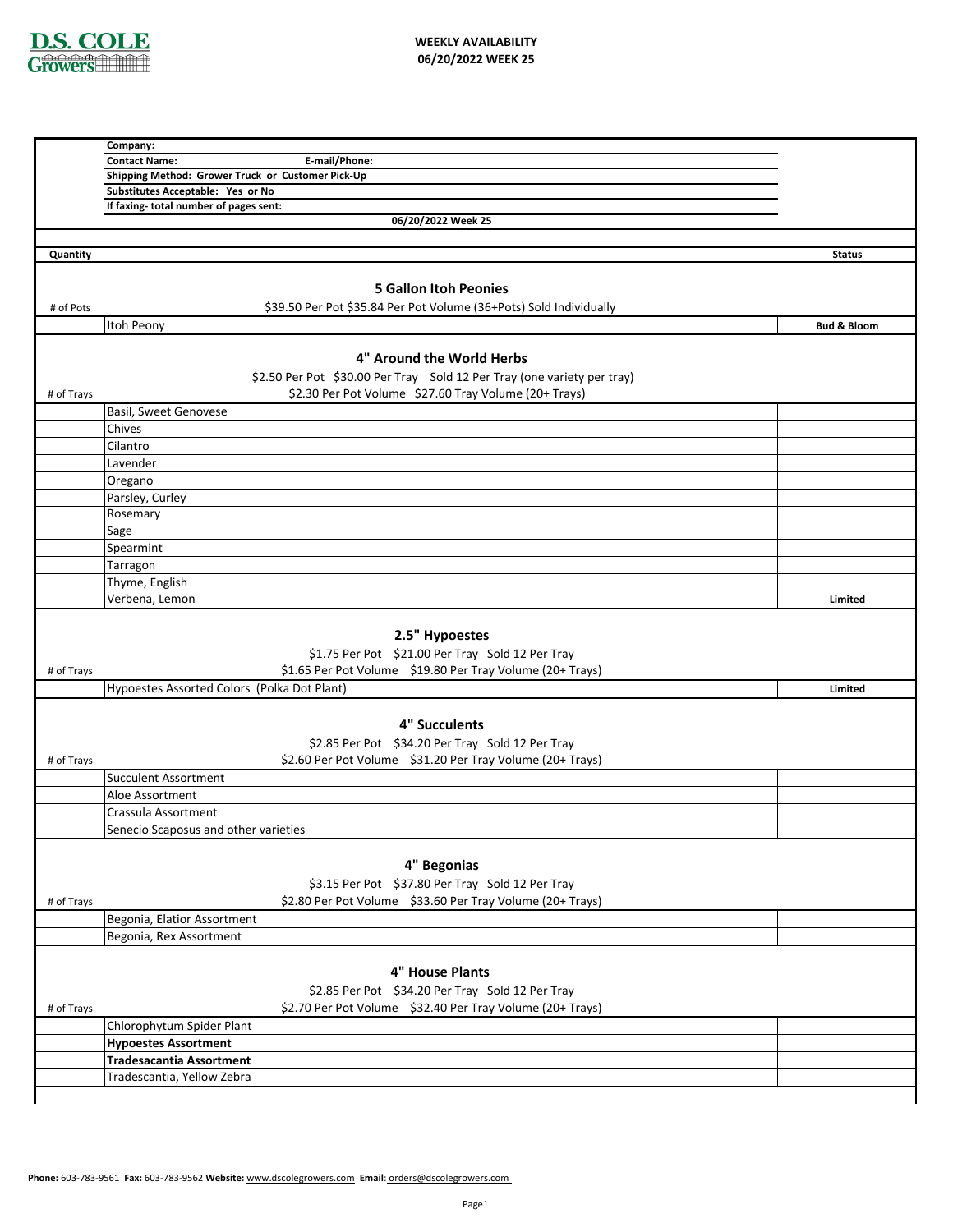**D.S. COLE Growers**

**WEEKLY AVAILABILITY**
**06/20/2022 WEEK 25**

**Company:**
**Contact Name:** **E-mail/Phone:**
**Shipping Method: Grower Truck or Customer Pick-Up**
**Substitutes Acceptable: Yes or No**
**If faxing- total number of pages sent:**

**06/20/2022 Week 25**

| Quantity | | Status |
|---|---|---|
| | **5 Gallon Itoh Peonies** | |
| # of Pots | $39.50 Per Pot $35.84 Per Pot Volume (36+Pots) Sold Individually | |
| | Itoh Peony | **Bud & Bloom** |
| | **4" Around the World Herbs** | |
| | $2.50 Per Pot $30.00 Per Tray Sold 12 Per Tray (one variety per tray) | |
| # of Trays | $2.30 Per Pot Volume $27.60 Tray Volume (20+ Trays) | |
| | Basil, Sweet Genovese | |
| | Chives | |
| | Cilantro | |
| | Lavender | |
| | Oregano | |
| | Parsley, Curley | |
| | Rosemary | |
| | Sage | |
| | Spearmint | |
| | Tarragon | |
| | Thyme, English | |
| | Verbena, Lemon | **Limited** |
| | **2.5" Hypoestes** | |
| | $1.75 Per Pot $21.00 Per Tray Sold 12 Per Tray | |
| # of Trays | $1.65 Per Pot Volume $19.80 Per Tray Volume (20+ Trays) | |
| | Hypoestes Assorted Colors (Polka Dot Plant) | **Limited** |
| | **4" Succulents** | |
| | $2.85 Per Pot $34.20 Per Tray Sold 12 Per Tray | |
| # of Trays | $2.60 Per Pot Volume $31.20 Per Tray Volume (20+ Trays) | |
| | Succulent Assortment | |
| | Aloe Assortment | |
| | Crassula Assortment | |
| | Senecio Scaposus and other varieties | |
| | **4" Begonias** | |
| | $3.15 Per Pot $37.80 Per Tray Sold 12 Per Tray | |
| # of Trays | $2.80 Per Pot Volume $33.60 Per Tray Volume (20+ Trays) | |
| | Begonia, Elatior Assortment | |
| | Begonia, Rex Assortment | |
| | **4" House Plants** | |
| | $2.85 Per Pot $34.20 Per Tray Sold 12 Per Tray | |
| # of Trays | $2.70 Per Pot Volume $32.40 Per Tray Volume (20+ Trays) | |
| | Chlorophytum Spider Plant | |
| | **Hypoestes Assortment** | |
| | **Tradesacantia Assortment** | |
| | Tradescantia, Yellow Zebra | |

**Phone:** 603-783-9561 **Fax:** 603-783-9562 **Website:** www.dscolegrowers.com **Email**: orders@dscolegrowers.com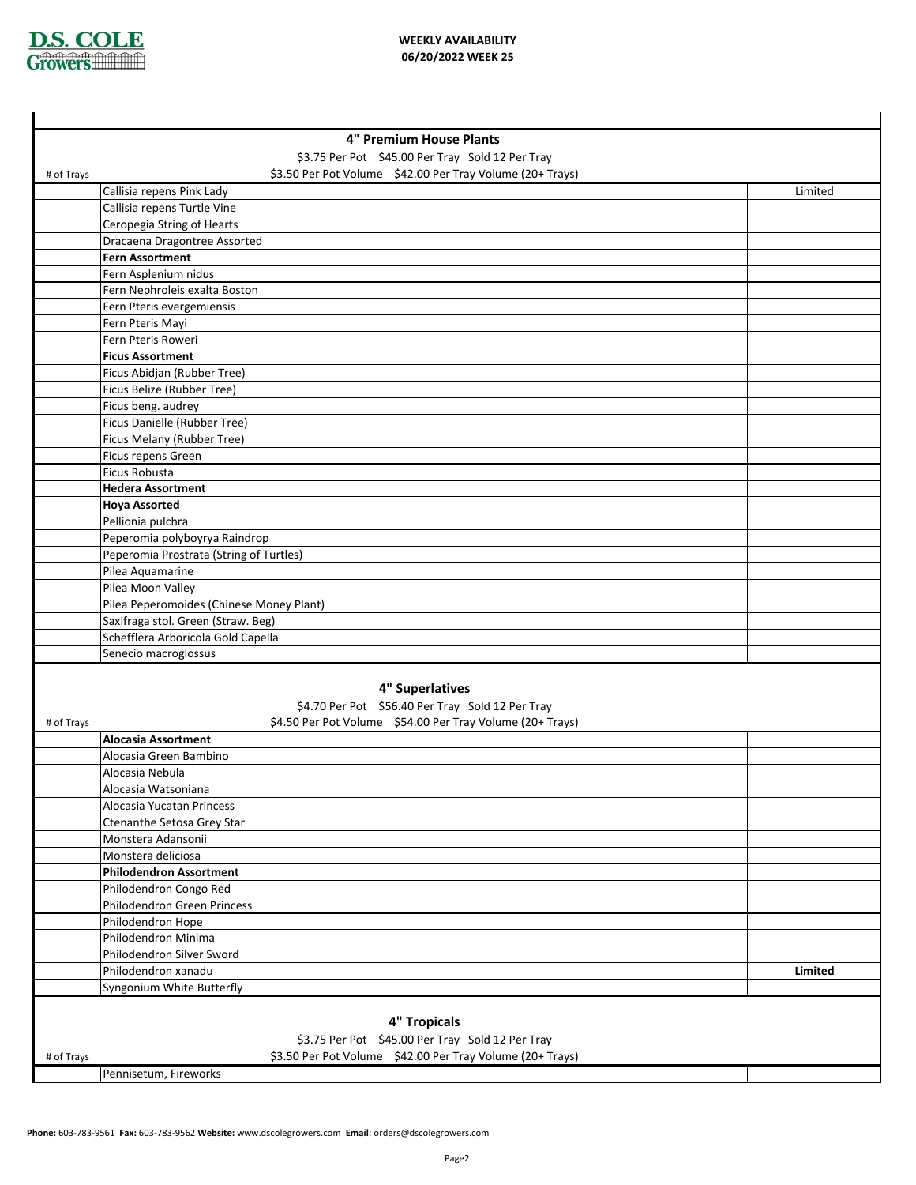**D.S. COLE Growers**

**WEEKLY AVAILABILITY**
**06/20/2022 WEEK 25**

## 4" Premium House Plants

$3.75 Per Pot  $45.00 Per Tray  Sold 12 Per Tray
$3.50 Per Pot Volume  $42.00 Per Tray Volume (20+ Trays)

| # of Trays | Item | |
|---|---|---|
| | Callisia repens Pink Lady | Limited |
| | Callisia repens Turtle Vine | |
| | Ceropegia String of Hearts | |
| | Dracaena Dragontree Assorted | |
| | **Fern Assortment** | |
| | Fern Asplenium nidus | |
| | Fern Nephroleis exalta Boston | |
| | Fern Pteris evergemiensis | |
| | Fern Pteris Mayi | |
| | Fern Pteris Roweri | |
| | **Ficus Assortment** | |
| | Ficus Abidjan (Rubber Tree) | |
| | Ficus Belize (Rubber Tree) | |
| | Ficus beng. audrey | |
| | Ficus Danielle (Rubber Tree) | |
| | Ficus Melany (Rubber Tree) | |
| | Ficus repens Green | |
| | Ficus Robusta | |
| | **Hedera Assortment** | |
| | **Hoya Assorted** | |
| | Pellionia pulchra | |
| | Peperomia polyboyrya Raindrop | |
| | Peperomia Prostrata (String of Turtles) | |
| | Pilea Aquamarine | |
| | Pilea Moon Valley | |
| | Pilea Peperomoides (Chinese Money Plant) | |
| | Saxifraga stol. Green (Straw. Beg) | |
| | Schefflera Arboricola Gold Capella | |
| | Senecio macroglossus | |

## 4" Superlatives

$4.70 Per Pot  $56.40 Per Tray  Sold 12 Per Tray
$4.50 Per Pot Volume  $54.00 Per Tray Volume (20+ Trays)

| # of Trays | Item | |
|---|---|---|
| | **Alocasia Assortment** | |
| | Alocasia Green Bambino | |
| | Alocasia Nebula | |
| | Alocasia Watsoniana | |
| | Alocasia Yucatan Princess | |
| | Ctenanthe Setosa Grey Star | |
| | Monstera Adansonii | |
| | Monstera deliciosa | |
| | **Philodendron Assortment** | |
| | Philodendron Congo Red | |
| | Philodendron Green Princess | |
| | Philodendron Hope | |
| | Philodendron Minima | |
| | Philodendron Silver Sword | |
| | Philodendron xanadu | **Limited** |
| | Syngonium White Butterfly | |

## 4" Tropicals

$3.75 Per Pot  $45.00 Per Tray  Sold 12 Per Tray
$3.50 Per Pot Volume  $42.00 Per Tray Volume (20+ Trays)

| # of Trays | Item | |
|---|---|---|
| | Pennisetum, Fireworks | |

**Phone:** 603-783-9561 **Fax:** 603-783-9562 **Website:** www.dscolegrowers.com **Email**: orders@dscolegrowers.com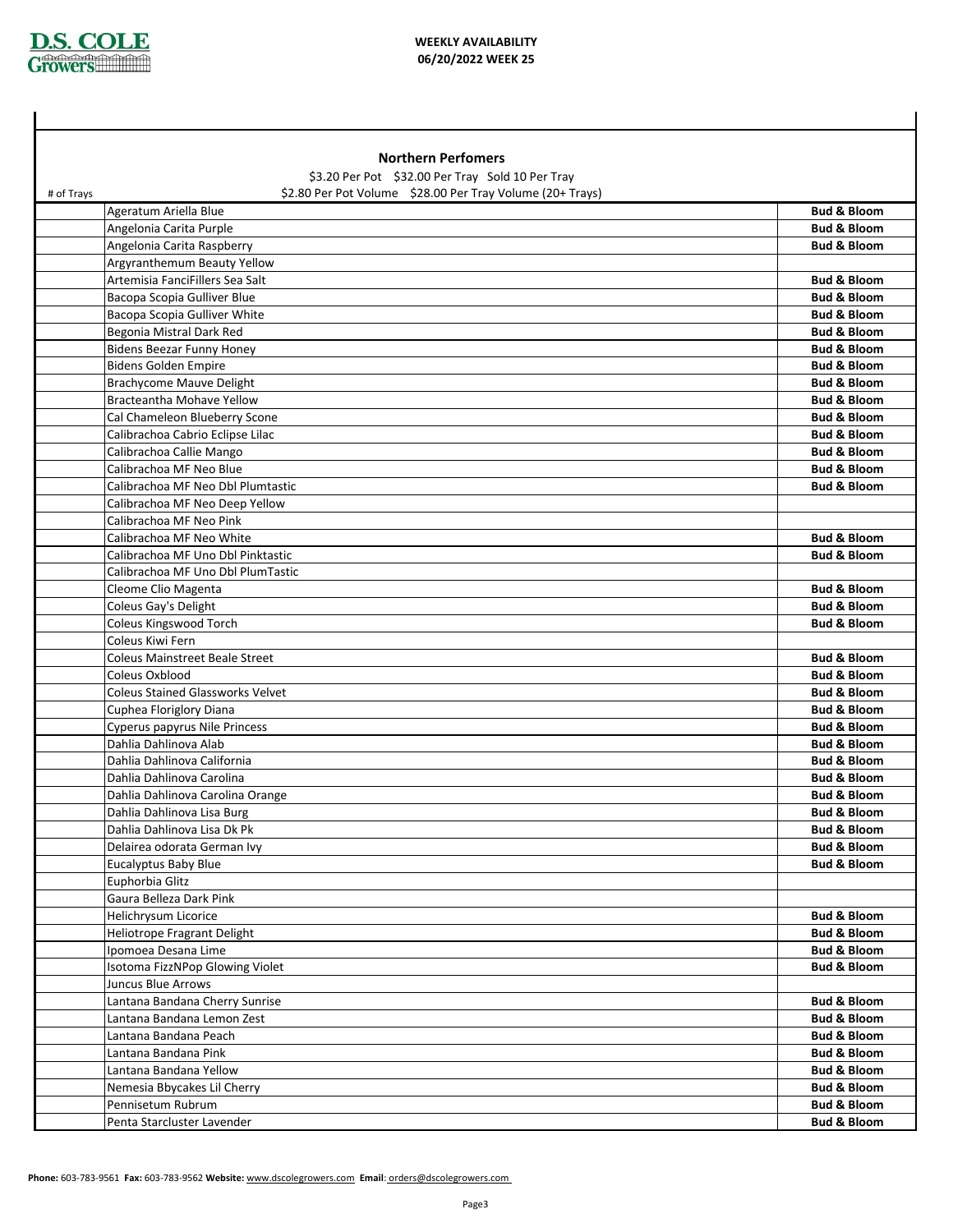**D.S. COLE Growers**

**WEEKLY AVAILABILITY**
**06/20/2022 WEEK 25**

## Northern Perfomers

$3.20 Per Pot $32.00 Per Tray Sold 10 Per Tray
$2.80 Per Pot Volume $28.00 Per Tray Volume (20+ Trays)

| # of Trays | Item | |
|---|---|---|
| | Ageratum Ariella Blue | **Bud & Bloom** |
| | Angelonia Carita Purple | **Bud & Bloom** |
| | Angelonia Carita Raspberry | **Bud & Bloom** |
| | Argyranthemum Beauty Yellow | |
| | Artemisia FanciFillers Sea Salt | **Bud & Bloom** |
| | Bacopa Scopia Gulliver Blue | **Bud & Bloom** |
| | Bacopa Scopia Gulliver White | **Bud & Bloom** |
| | Begonia Mistral Dark Red | **Bud & Bloom** |
| | Bidens Beezar Funny Honey | **Bud & Bloom** |
| | Bidens Golden Empire | **Bud & Bloom** |
| | Brachycome Mauve Delight | **Bud & Bloom** |
| | Bracteantha Mohave Yellow | **Bud & Bloom** |
| | Cal Chameleon Blueberry Scone | **Bud & Bloom** |
| | Calibrachoa Cabrio Eclipse Lilac | **Bud & Bloom** |
| | Calibrachoa Callie Mango | **Bud & Bloom** |
| | Calibrachoa MF Neo Blue | **Bud & Bloom** |
| | Calibrachoa MF Neo Dbl Plumtastic | **Bud & Bloom** |
| | Calibrachoa MF Neo Deep Yellow | |
| | Calibrachoa MF Neo Pink | |
| | Calibrachoa MF Neo White | **Bud & Bloom** |
| | Calibrachoa MF Uno Dbl Pinktastic | **Bud & Bloom** |
| | Calibrachoa MF Uno Dbl PlumTastic | |
| | Cleome Clio Magenta | **Bud & Bloom** |
| | Coleus Gay's Delight | **Bud & Bloom** |
| | Coleus Kingswood Torch | **Bud & Bloom** |
| | Coleus Kiwi Fern | |
| | Coleus Mainstreet Beale Street | **Bud & Bloom** |
| | Coleus Oxblood | **Bud & Bloom** |
| | Coleus Stained Glassworks Velvet | **Bud & Bloom** |
| | Cuphea Floriglory Diana | **Bud & Bloom** |
| | Cyperus papyrus Nile Princess | **Bud & Bloom** |
| | Dahlia Dahlinova Alab | **Bud & Bloom** |
| | Dahlia Dahlinova California | **Bud & Bloom** |
| | Dahlia Dahlinova Carolina | **Bud & Bloom** |
| | Dahlia Dahlinova Carolina Orange | **Bud & Bloom** |
| | Dahlia Dahlinova Lisa Burg | **Bud & Bloom** |
| | Dahlia Dahlinova Lisa Dk Pk | **Bud & Bloom** |
| | Delairea odorata German Ivy | **Bud & Bloom** |
| | Eucalyptus Baby Blue | **Bud & Bloom** |
| | Euphorbia Glitz | |
| | Gaura Belleza Dark Pink | |
| | Helichrysum Licorice | **Bud & Bloom** |
| | Heliotrope Fragrant Delight | **Bud & Bloom** |
| | Ipomoea Desana Lime | **Bud & Bloom** |
| | Isotoma FizzNPop Glowing Violet | **Bud & Bloom** |
| | Juncus Blue Arrows | |
| | Lantana Bandana Cherry Sunrise | **Bud & Bloom** |
| | Lantana Bandana Lemon Zest | **Bud & Bloom** |
| | Lantana Bandana Peach | **Bud & Bloom** |
| | Lantana Bandana Pink | **Bud & Bloom** |
| | Lantana Bandana Yellow | **Bud & Bloom** |
| | Nemesia Bbycakes Lil Cherry | **Bud & Bloom** |
| | Pennisetum Rubrum | **Bud & Bloom** |
| | Penta Starcluster Lavender | **Bud & Bloom** |

**Phone:** 603-783-9561 **Fax:** 603-783-9562 **Website:** www.dscolegrowers.com **Email**: orders@dscolegrowers.com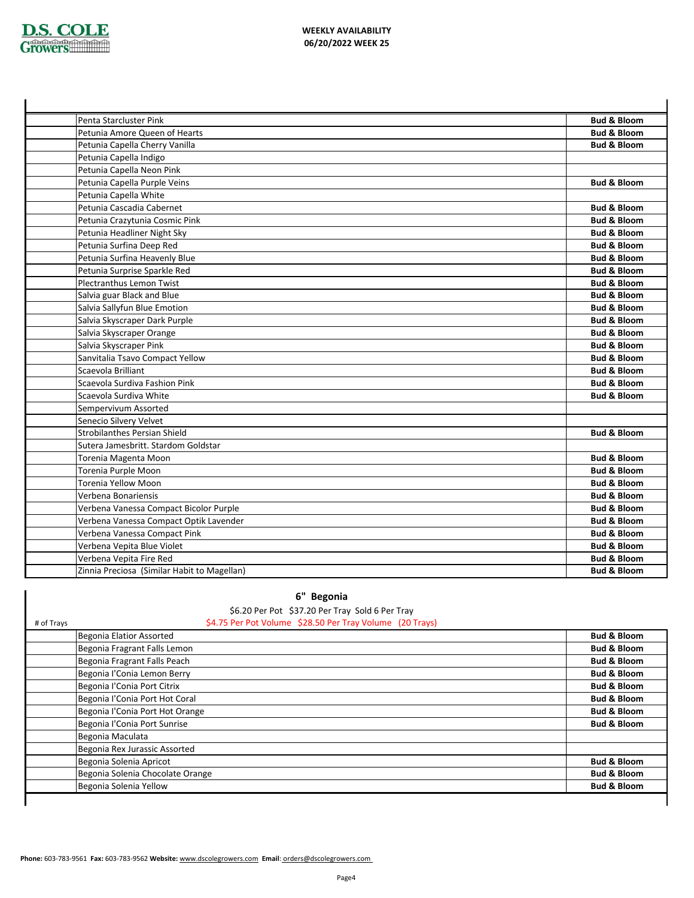| | | |
|---|---|---|
| | Penta Starcluster Pink | **Bud & Bloom** |
| | Petunia Amore Queen of Hearts | **Bud & Bloom** |
| | Petunia Capella Cherry Vanilla | **Bud & Bloom** |
| | Petunia Capella Indigo | |
| | Petunia Capella Neon Pink | |
| | Petunia Capella Purple Veins | **Bud & Bloom** |
| | Petunia Capella White | |
| | Petunia Cascadia Cabernet | **Bud & Bloom** |
| | Petunia Crazytunia Cosmic Pink | **Bud & Bloom** |
| | Petunia Headliner Night Sky | **Bud & Bloom** |
| | Petunia Surfina Deep Red | **Bud & Bloom** |
| | Petunia Surfina Heavenly Blue | **Bud & Bloom** |
| | Petunia Surprise Sparkle Red | **Bud & Bloom** |
| | Plectranthus Lemon Twist | **Bud & Bloom** |
| | Salvia guar Black and Blue | **Bud & Bloom** |
| | Salvia Sallyfun Blue Emotion | **Bud & Bloom** |
| | Salvia Skyscraper Dark Purple | **Bud & Bloom** |
| | Salvia Skyscraper Orange | **Bud & Bloom** |
| | Salvia Skyscraper Pink | **Bud & Bloom** |
| | Sanvitalia Tsavo Compact Yellow | **Bud & Bloom** |
| | Scaevola Brilliant | **Bud & Bloom** |
| | Scaevola Surdiva Fashion Pink | **Bud & Bloom** |
| | Scaevola Surdiva White | **Bud & Bloom** |
| | Sempervivum Assorted | |
| | Senecio Silvery Velvet | |
| | Strobilanthes Persian Shield | **Bud & Bloom** |
| | Sutera Jamesbritt. Stardom Goldstar | |
| | Torenia Magenta Moon | **Bud & Bloom** |
| | Torenia Purple Moon | **Bud & Bloom** |
| | Torenia Yellow Moon | **Bud & Bloom** |
| | Verbena Bonariensis | **Bud & Bloom** |
| | Verbena Vanessa Compact Bicolor Purple | **Bud & Bloom** |
| | Verbena Vanessa Compact Optik Lavender | **Bud & Bloom** |
| | Verbena Vanessa Compact Pink | **Bud & Bloom** |
| | Verbena Vepita Blue Violet | **Bud & Bloom** |
| | Verbena Vepita Fire Red | **Bud & Bloom** |
| | Zinnia Preciosa (Similar Habit to Magellan) | **Bud & Bloom** |

## 6" Begonia

$6.20 Per Pot $37.20 Per Tray Sold 6 Per Tray

$4.75 Per Pot Volume $28.50 Per Tray Volume (20 Trays)

| # of Trays | | |
|---|---|---|
| | Begonia Elatior Assorted | **Bud & Bloom** |
| | Begonia Fragrant Falls Lemon | **Bud & Bloom** |
| | Begonia Fragrant Falls Peach | **Bud & Bloom** |
| | Begonia I'Conia Lemon Berry | **Bud & Bloom** |
| | Begonia I'Conia Port Citrix | **Bud & Bloom** |
| | Begonia I'Conia Port Hot Coral | **Bud & Bloom** |
| | Begonia I'Conia Port Hot Orange | **Bud & Bloom** |
| | Begonia I'Conia Port Sunrise | **Bud & Bloom** |
| | Begonia Maculata | |
| | Begonia Rex Jurassic Assorted | |
| | Begonia Solenia Apricot | **Bud & Bloom** |
| | Begonia Solenia Chocolate Orange | **Bud & Bloom** |
| | Begonia Solenia Yellow | **Bud & Bloom** |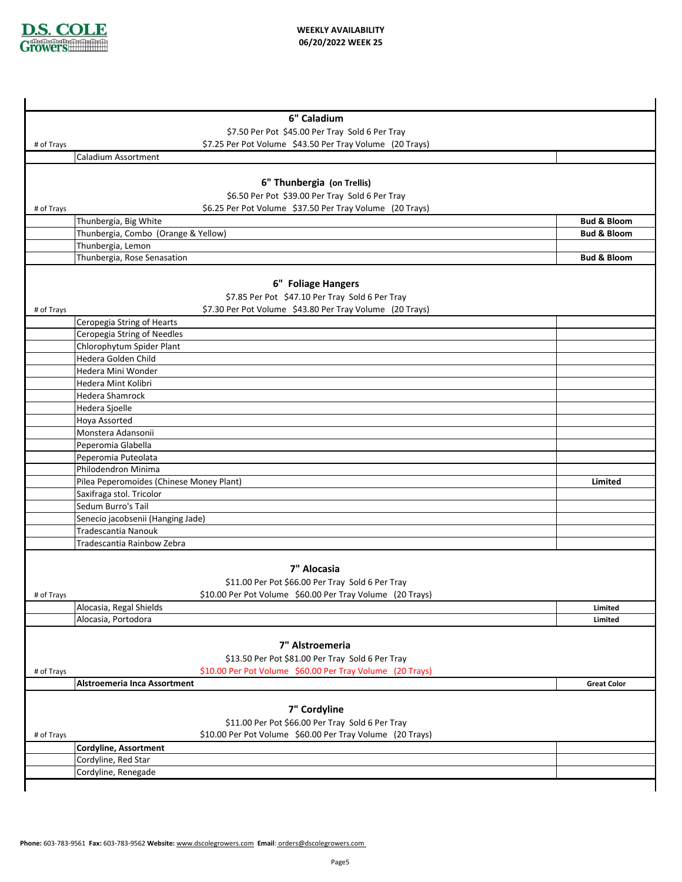**D.S. COLE Growers**

**WEEKLY AVAILABILITY**
**06/20/2022 WEEK 25**

## 6" Caladium

$7.50 Per Pot $45.00 Per Tray Sold 6 Per Tray
$7.25 Per Pot Volume $43.50 Per Tray Volume (20 Trays)

| # of Trays | Item | Notes |
|---|---|---|
| | Caladium Assortment | |

## 6" Thunbergia (on Trellis)

$6.50 Per Pot $39.00 Per Tray Sold 6 Per Tray
$6.25 Per Pot Volume $37.50 Per Tray Volume (20 Trays)

| # of Trays | Item | Notes |
|---|---|---|
| | Thunbergia, Big White | **Bud & Bloom** |
| | Thunbergia, Combo (Orange & Yellow) | **Bud & Bloom** |
| | Thunbergia, Lemon | |
| | Thunbergia, Rose Senasation | **Bud & Bloom** |

## 6" Foliage Hangers

$7.85 Per Pot $47.10 Per Tray Sold 6 Per Tray
$7.30 Per Pot Volume $43.80 Per Tray Volume (20 Trays)

| # of Trays | Item | Notes |
|---|---|---|
| | Ceropegia String of Hearts | |
| | Ceropegia String of Needles | |
| | Chlorophytum Spider Plant | |
| | Hedera Golden Child | |
| | Hedera Mini Wonder | |
| | Hedera Mint Kolibri | |
| | Hedera Shamrock | |
| | Hedera Sjoelle | |
| | Hoya Assorted | |
| | Monstera Adansonii | |
| | Peperomia Glabella | |
| | Peperomia Puteolata | |
| | Philodendron Minima | |
| | Pilea Peperomoides (Chinese Money Plant) | **Limited** |
| | Saxifraga stol. Tricolor | |
| | Sedum Burro's Tail | |
| | Senecio jacobsenii (Hanging Jade) | |
| | Tradescantia Nanouk | |
| | Tradescantia Rainbow Zebra | |

## 7" Alocasia

$11.00 Per Pot $66.00 Per Tray Sold 6 Per Tray
$10.00 Per Pot Volume $60.00 Per Tray Volume (20 Trays)

| # of Trays | Item | Notes |
|---|---|---|
| | Alocasia, Regal Shields | **Limited** |
| | Alocasia, Portodora | **Limited** |

## 7" Alstroemeria

$13.50 Per Pot $81.00 Per Tray Sold 6 Per Tray
$10.00 Per Pot Volume $60.00 Per Tray Volume (20 Trays)

| # of Trays | Item | Notes |
|---|---|---|
| | **Alstroemeria Inca Assortment** | **Great Color** |

## 7" Cordyline

$11.00 Per Pot $66.00 Per Tray Sold 6 Per Tray
$10.00 Per Pot Volume $60.00 Per Tray Volume (20 Trays)

| # of Trays | Item | Notes |
|---|---|---|
| | **Cordyline, Assortment** | |
| | Cordyline, Red Star | |
| | Cordyline, Renegade | |

**Phone:** 603-783-9561 **Fax:** 603-783-9562 **Website:** www.dscolegrowers.com **Email**: orders@dscolegrowers.com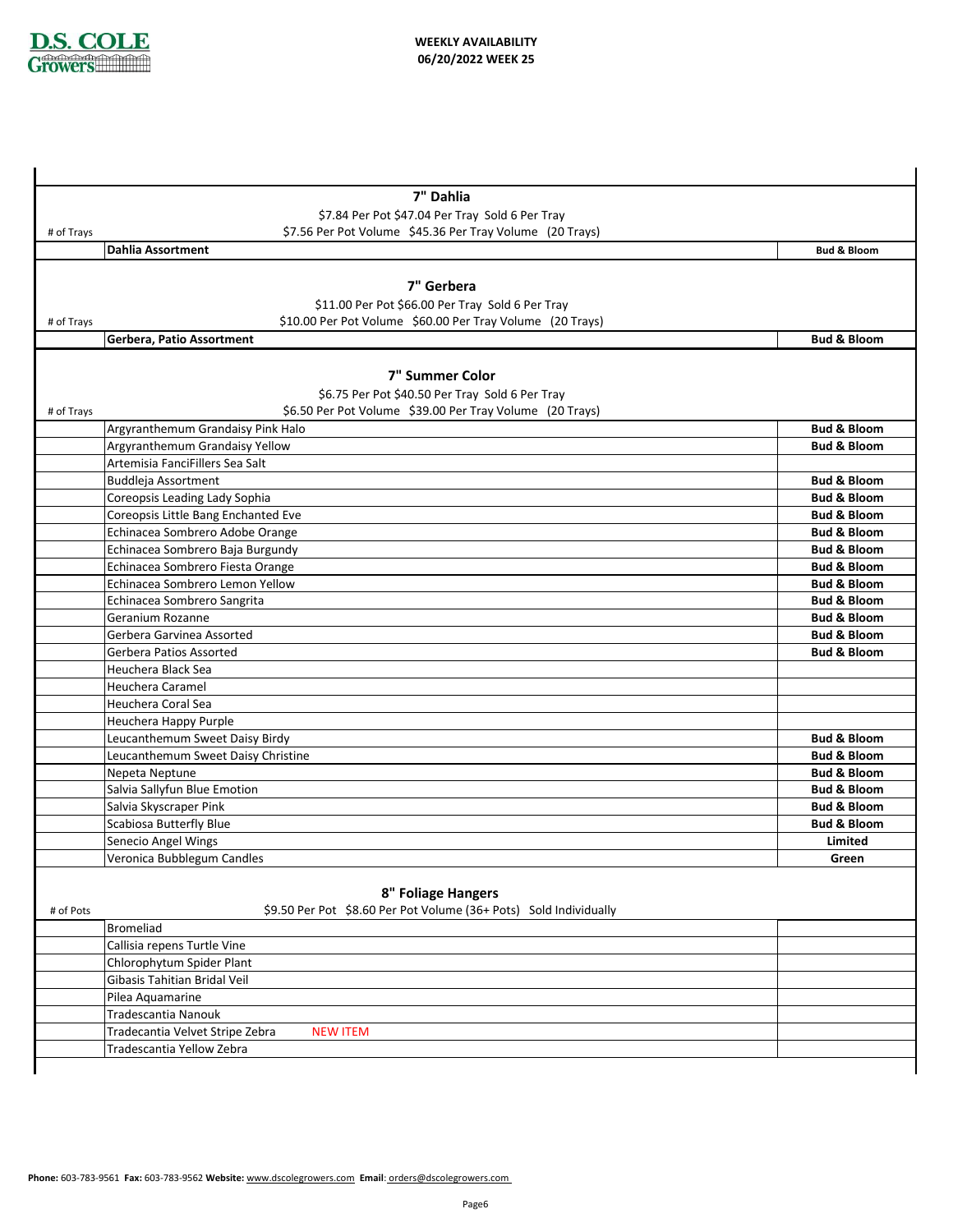**WEEKLY AVAILABILITY**
**06/20/2022 WEEK 25**

## 7" Dahlia

$7.84 Per Pot $47.04 Per Tray Sold 6 Per Tray
$7.56 Per Pot Volume $45.36 Per Tray Volume (20 Trays)

| # of Trays | Item | Status |
|---|---|---|
| | **Dahlia Assortment** | **Bud & Bloom** |

## 7" Gerbera

$11.00 Per Pot $66.00 Per Tray Sold 6 Per Tray
$10.00 Per Pot Volume $60.00 Per Tray Volume (20 Trays)

| # of Trays | Item | Status |
|---|---|---|
| | **Gerbera, Patio Assortment** | **Bud & Bloom** |

## 7" Summer Color

$6.75 Per Pot $40.50 Per Tray Sold 6 Per Tray
$6.50 Per Pot Volume $39.00 Per Tray Volume (20 Trays)

| # of Trays | Item | Status |
|---|---|---|
| | Argyranthemum Grandaisy Pink Halo | **Bud & Bloom** |
| | Argyranthemum Grandaisy Yellow | **Bud & Bloom** |
| | Artemisia FanciFillers Sea Salt | |
| | Buddleja Assortment | **Bud & Bloom** |
| | Coreopsis Leading Lady Sophia | **Bud & Bloom** |
| | Coreopsis Little Bang Enchanted Eve | **Bud & Bloom** |
| | Echinacea Sombrero Adobe Orange | **Bud & Bloom** |
| | Echinacea Sombrero Baja Burgundy | **Bud & Bloom** |
| | Echinacea Sombrero Fiesta Orange | **Bud & Bloom** |
| | Echinacea Sombrero Lemon Yellow | **Bud & Bloom** |
| | Echinacea Sombrero Sangrita | **Bud & Bloom** |
| | Geranium Rozanne | **Bud & Bloom** |
| | Gerbera Garvinea Assorted | **Bud & Bloom** |
| | Gerbera Patios Assorted | **Bud & Bloom** |
| | Heuchera Black Sea | |
| | Heuchera Caramel | |
| | Heuchera Coral Sea | |
| | Heuchera Happy Purple | |
| | Leucanthemum Sweet Daisy Birdy | **Bud & Bloom** |
| | Leucanthemum Sweet Daisy Christine | **Bud & Bloom** |
| | Nepeta Neptune | **Bud & Bloom** |
| | Salvia Sallyfun Blue Emotion | **Bud & Bloom** |
| | Salvia Skyscraper Pink | **Bud & Bloom** |
| | Scabiosa Butterfly Blue | **Bud & Bloom** |
| | Senecio Angel Wings | **Limited** |
| | Veronica Bubblegum Candles | **Green** |

## 8" Foliage Hangers

$9.50 Per Pot $8.60 Per Pot Volume (36+ Pots) Sold Individually

| # of Pots | Item | Status |
|---|---|---|
| | Bromeliad | |
| | Callisia repens Turtle Vine | |
| | Chlorophytum Spider Plant | |
| | Gibasis Tahitian Bridal Veil | |
| | Pilea Aquamarine | |
| | Tradescantia Nanouk | |
| | Tradescantia Velvet Stripe Zebra NEW ITEM | |
| | Tradescantia Yellow Zebra | |

**Phone:** 603-783-9561 **Fax:** 603-783-9562 **Website:** www.dscolegrowers.com **Email**: orders@dscolegrowers.com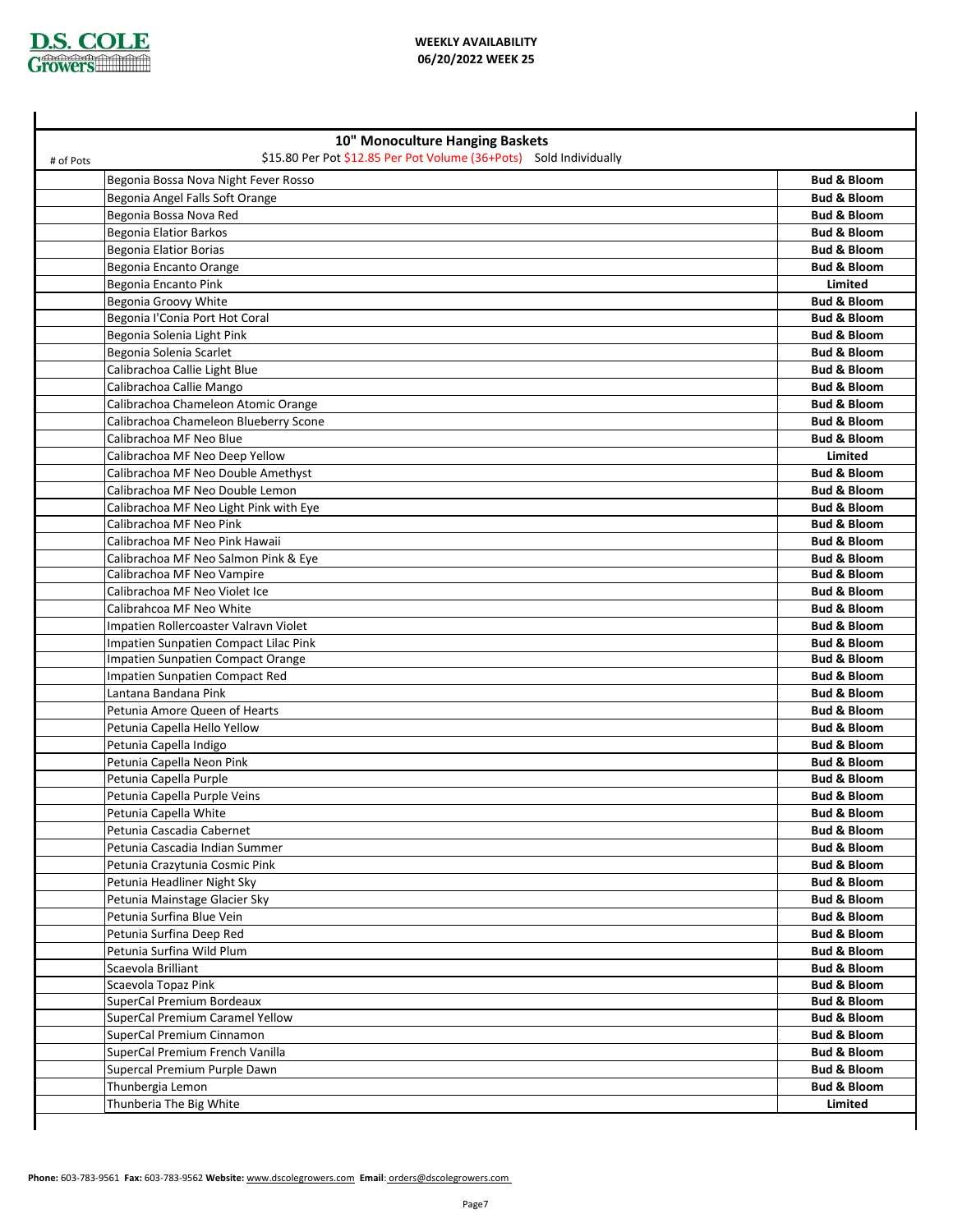**WEEKLY AVAILABILITY**
**06/20/2022 WEEK 25**

| # of Pots | 10" Monoculture Hanging Baskets<br>$15.80 Per Pot $12.85 Per Pot Volume (36+Pots) Sold Individually | |
|---|---|---|
| | Begonia Bossa Nova Night Fever Rosso | **Bud & Bloom** |
| | Begonia Angel Falls Soft Orange | **Bud & Bloom** |
| | Begonia Bossa Nova Red | **Bud & Bloom** |
| | Begonia Elatior Barkos | **Bud & Bloom** |
| | Begonia Elatior Borias | **Bud & Bloom** |
| | Begonia Encanto Orange | **Bud & Bloom** |
| | Begonia Encanto Pink | **Limited** |
| | Begonia Groovy White | **Bud & Bloom** |
| | Begonia I'Conia Port Hot Coral | **Bud & Bloom** |
| | Begonia Solenia Light Pink | **Bud & Bloom** |
| | Begonia Solenia Scarlet | **Bud & Bloom** |
| | Calibrachoa Callie Light Blue | **Bud & Bloom** |
| | Calibrachoa Callie Mango | **Bud & Bloom** |
| | Calibrachoa Chameleon Atomic Orange | **Bud & Bloom** |
| | Calibrachoa Chameleon Blueberry Scone | **Bud & Bloom** |
| | Calibrachoa MF Neo Blue | **Bud & Bloom** |
| | Calibrachoa MF Neo Deep Yellow | **Limited** |
| | Calibrachoa MF Neo Double Amethyst | **Bud & Bloom** |
| | Calibrachoa MF Neo Double Lemon | **Bud & Bloom** |
| | Calibrachoa MF Neo Light Pink with Eye | **Bud & Bloom** |
| | Calibrachoa MF Neo Pink | **Bud & Bloom** |
| | Calibrachoa MF Neo Pink Hawaii | **Bud & Bloom** |
| | Calibrachoa MF Neo Salmon Pink & Eye | **Bud & Bloom** |
| | Calibrachoa MF Neo Vampire | **Bud & Bloom** |
| | Calibrachoa MF Neo Violet Ice | **Bud & Bloom** |
| | Calibrahcoa MF Neo White | **Bud & Bloom** |
| | Impatien Rollercoaster Valravn Violet | **Bud & Bloom** |
| | Impatien Sunpatien Compact Lilac Pink | **Bud & Bloom** |
| | Impatien Sunpatien Compact Orange | **Bud & Bloom** |
| | Impatien Sunpatien Compact Red | **Bud & Bloom** |
| | Lantana Bandana Pink | **Bud & Bloom** |
| | Petunia Amore Queen of Hearts | **Bud & Bloom** |
| | Petunia Capella Hello Yellow | **Bud & Bloom** |
| | Petunia Capella Indigo | **Bud & Bloom** |
| | Petunia Capella Neon Pink | **Bud & Bloom** |
| | Petunia Capella Purple | **Bud & Bloom** |
| | Petunia Capella Purple Veins | **Bud & Bloom** |
| | Petunia Capella White | **Bud & Bloom** |
| | Petunia Cascadia Cabernet | **Bud & Bloom** |
| | Petunia Cascadia Indian Summer | **Bud & Bloom** |
| | Petunia Crazytunia Cosmic Pink | **Bud & Bloom** |
| | Petunia Headliner Night Sky | **Bud & Bloom** |
| | Petunia Mainstage Glacier Sky | **Bud & Bloom** |
| | Petunia Surfina Blue Vein | **Bud & Bloom** |
| | Petunia Surfina Deep Red | **Bud & Bloom** |
| | Petunia Surfina Wild Plum | **Bud & Bloom** |
| | Scaevola Brilliant | **Bud & Bloom** |
| | Scaevola Topaz Pink | **Bud & Bloom** |
| | SuperCal Premium Bordeaux | **Bud & Bloom** |
| | SuperCal Premium Caramel Yellow | **Bud & Bloom** |
| | SuperCal Premium Cinnamon | **Bud & Bloom** |
| | SuperCal Premium French Vanilla | **Bud & Bloom** |
| | Supercal Premium Purple Dawn | **Bud & Bloom** |
| | Thunbergia Lemon | **Bud & Bloom** |
| | Thunberia The Big White | **Limited** |

**Phone:** 603-783-9561 **Fax:** 603-783-9562 **Website:** www.dscolegrowers.com **Email**: orders@dscolegrowers.com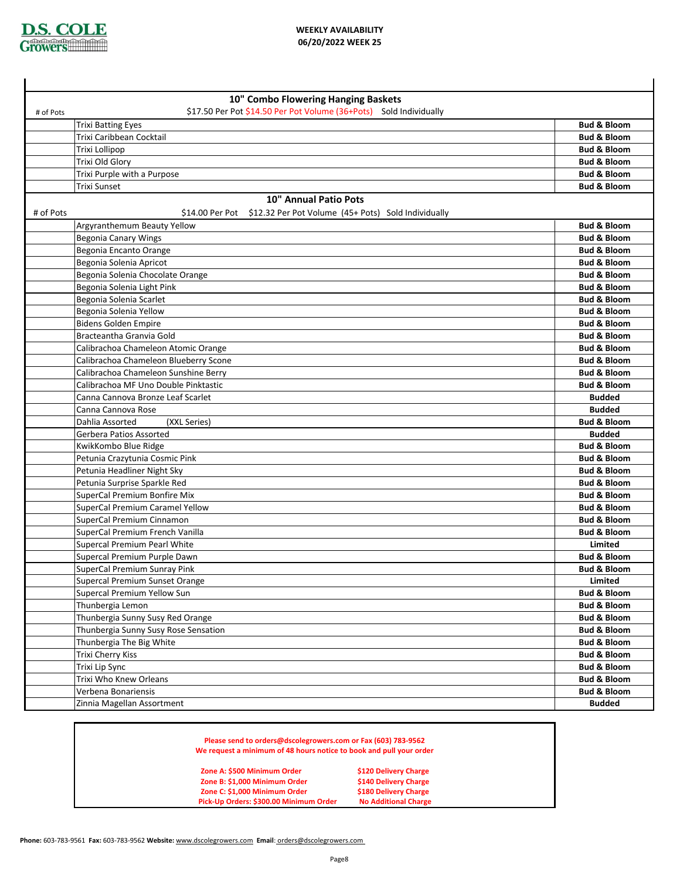**D.S. COLE Growers**

**WEEKLY AVAILABILITY**
**06/20/2022 WEEK 25**

| # of Pots | 10" Combo Flowering Hanging Baskets — $17.50 Per Pot $14.50 Per Pot Volume (36+Pots) Sold Individually | |
|---|---|---|
| | Trixi Batting Eyes | **Bud & Bloom** |
| | Trixi Caribbean Cocktail | **Bud & Bloom** |
| | Trixi Lollipop | **Bud & Bloom** |
| | Trixi Old Glory | **Bud & Bloom** |
| | Trixi Purple with a Purpose | **Bud & Bloom** |
| | Trixi Sunset | **Bud & Bloom** |
| # of Pots | **10" Annual Patio Pots** — $14.00 Per Pot $12.32 Per Pot Volume (45+ Pots) Sold Individually | |
| | Argyranthemum Beauty Yellow | **Bud & Bloom** |
| | Begonia Canary Wings | **Bud & Bloom** |
| | Begonia Encanto Orange | **Bud & Bloom** |
| | Begonia Solenia Apricot | **Bud & Bloom** |
| | Begonia Solenia Chocolate Orange | **Bud & Bloom** |
| | Begonia Solenia Light Pink | **Bud & Bloom** |
| | Begonia Solenia Scarlet | **Bud & Bloom** |
| | Begonia Solenia Yellow | **Bud & Bloom** |
| | Bidens Golden Empire | **Bud & Bloom** |
| | Bracteantha Granvia Gold | **Bud & Bloom** |
| | Calibrachoa Chameleon Atomic Orange | **Bud & Bloom** |
| | Calibrachoa Chameleon Blueberry Scone | **Bud & Bloom** |
| | Calibrachoa Chameleon Sunshine Berry | **Bud & Bloom** |
| | Calibrachoa MF Uno Double Pinktastic | **Bud & Bloom** |
| | Canna Cannova Bronze Leaf Scarlet | **Budded** |
| | Canna Cannova Rose | **Budded** |
| | Dahlia Assorted (XXL Series) | **Bud & Bloom** |
| | Gerbera Patios Assorted | **Budded** |
| | KwikKombo Blue Ridge | **Bud & Bloom** |
| | Petunia Crazytunia Cosmic Pink | **Bud & Bloom** |
| | Petunia Headliner Night Sky | **Bud & Bloom** |
| | Petunia Surprise Sparkle Red | **Bud & Bloom** |
| | SuperCal Premium Bonfire Mix | **Bud & Bloom** |
| | SuperCal Premium Caramel Yellow | **Bud & Bloom** |
| | SuperCal Premium Cinnamon | **Bud & Bloom** |
| | SuperCal Premium French Vanilla | **Bud & Bloom** |
| | Supercal Premium Pearl White | **Limited** |
| | Supercal Premium Purple Dawn | **Bud & Bloom** |
| | SuperCal Premium Sunray Pink | **Bud & Bloom** |
| | Supercal Premium Sunset Orange | **Limited** |
| | Supercal Premium Yellow Sun | **Bud & Bloom** |
| | Thunbergia Lemon | **Bud & Bloom** |
| | Thunbergia Sunny Susy Red Orange | **Bud & Bloom** |
| | Thunbergia Sunny Susy Rose Sensation | **Bud & Bloom** |
| | Thunbergia The Big White | **Bud & Bloom** |
| | Trixi Cherry Kiss | **Bud & Bloom** |
| | Trixi Lip Sync | **Bud & Bloom** |
| | Trixi Who Knew Orleans | **Bud & Bloom** |
| | Verbena Bonariensis | **Bud & Bloom** |
| | Zinnia Magellan Assortment | **Budded** |

**Please send to orders@dscolegrowers.com or Fax (603) 783-9562**
**We request a minimum of 48 hours notice to book and pull your order**

| | |
|---|---|
| **Zone A: $500 Minimum Order** | **$120 Delivery Charge** |
| **Zone B: $1,000 Minimum Order** | **$140 Delivery Charge** |
| **Zone C: $1,000 Minimum Order** | **$180 Delivery Charge** |
| **Pick-Up Orders: $300.00 Minimum Order** | **No Additional Charge** |

**Phone:** 603-783-9561 **Fax:** 603-783-9562 **Website:** www.dscolegrowers.com **Email**: orders@dscolegrowers.com